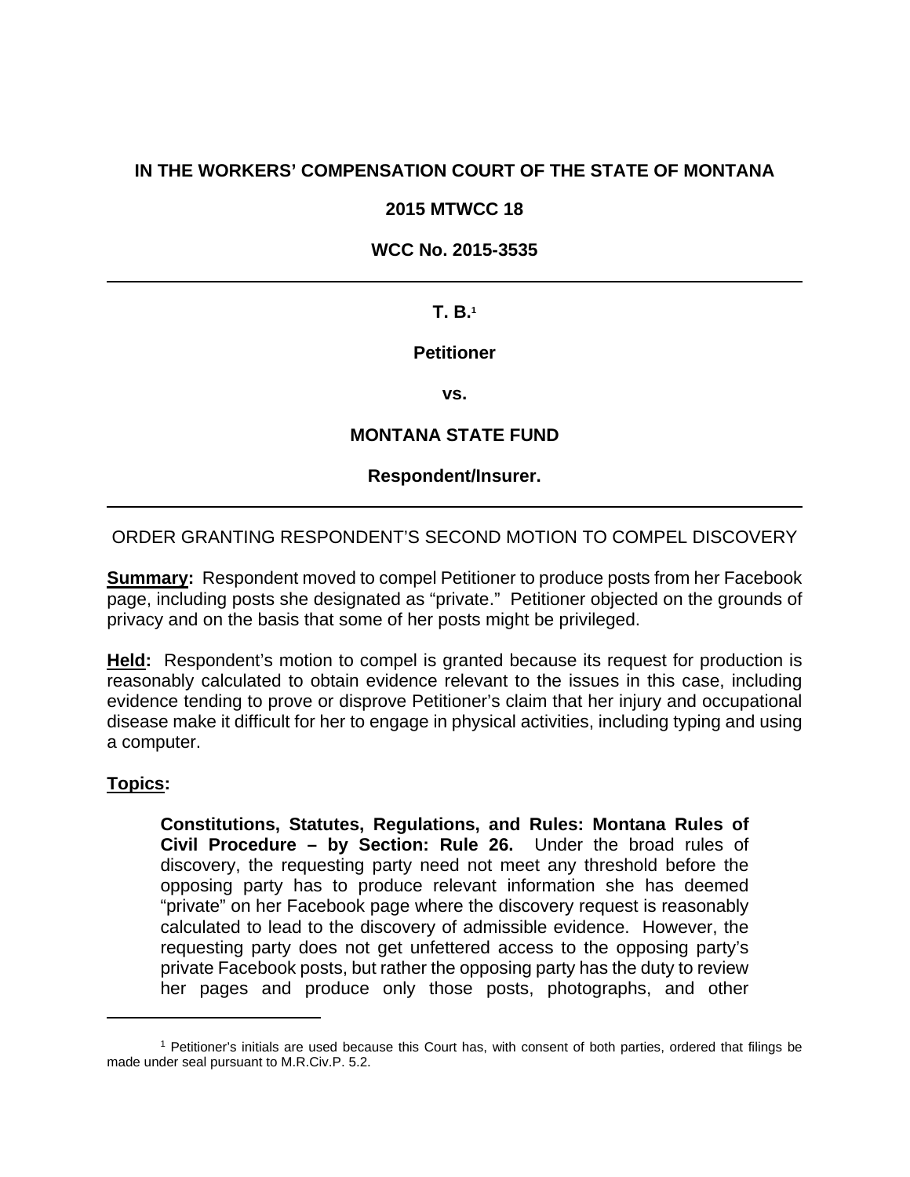**IN THE WORKERS' COMPENSATION COURT OF THE STATE OF MONTANA**

**2015 MTWCC 18**

**WCC No. 2015-3535**

---

**T. B.**[1]

**Petitioner**

**vs.**

**MONTANA STATE FUND**

**Respondent/Insurer.**

---

ORDER GRANTING RESPONDENT'S SECOND MOTION TO COMPEL DISCOVERY

**Summary:** Respondent moved to compel Petitioner to produce posts from her Facebook page, including posts she designated as "private." Petitioner objected on the grounds of privacy and on the basis that some of her posts might be privileged.

**Held:** Respondent's motion to compel is granted because its request for production is reasonably calculated to obtain evidence relevant to the issues in this case, including evidence tending to prove or disprove Petitioner's claim that her injury and occupational disease make it difficult for her to engage in physical activities, including typing and using a computer.

**Topics:**

> **Constitutions, Statutes, Regulations, and Rules: Montana Rules of Civil Procedure – by Section: Rule 26.** Under the broad rules of discovery, the requesting party need not meet any threshold before the opposing party has to produce relevant information she has deemed "private" on her Facebook page where the discovery request is reasonably calculated to lead to the discovery of admissible evidence. However, the requesting party does not get unfettered access to the opposing party's private Facebook posts, but rather the opposing party has the duty to review her pages and produce only those posts, photographs, and other

---

[1] Petitioner's initials are used because this Court has, with consent of both parties, ordered that filings be made under seal pursuant to M.R.Civ.P. 5.2.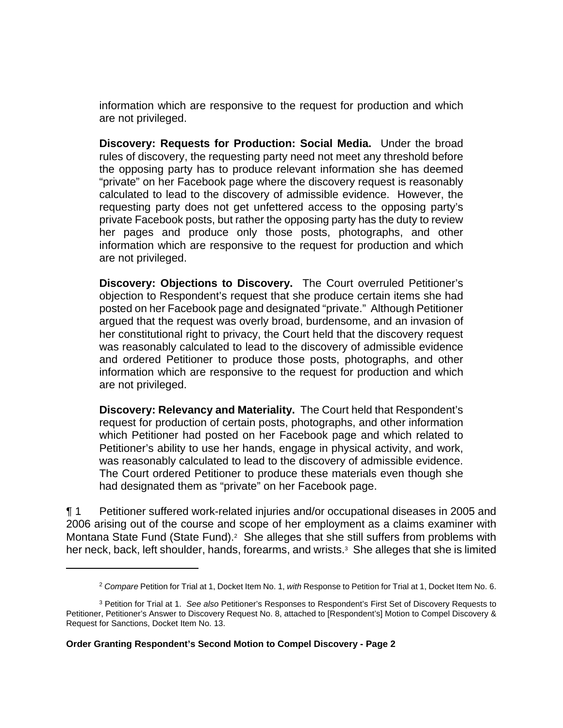information which are responsive to the request for production and which are not privileged.

**Discovery: Requests for Production: Social Media.** Under the broad rules of discovery, the requesting party need not meet any threshold before the opposing party has to produce relevant information she has deemed "private" on her Facebook page where the discovery request is reasonably calculated to lead to the discovery of admissible evidence. However, the requesting party does not get unfettered access to the opposing party's private Facebook posts, but rather the opposing party has the duty to review her pages and produce only those posts, photographs, and other information which are responsive to the request for production and which are not privileged.

**Discovery: Objections to Discovery.** The Court overruled Petitioner's objection to Respondent's request that she produce certain items she had posted on her Facebook page and designated "private." Although Petitioner argued that the request was overly broad, burdensome, and an invasion of her constitutional right to privacy, the Court held that the discovery request was reasonably calculated to lead to the discovery of admissible evidence and ordered Petitioner to produce those posts, photographs, and other information which are responsive to the request for production and which are not privileged.

**Discovery: Relevancy and Materiality.** The Court held that Respondent's request for production of certain posts, photographs, and other information which Petitioner had posted on her Facebook page and which related to Petitioner's ability to use her hands, engage in physical activity, and work, was reasonably calculated to lead to the discovery of admissible evidence. The Court ordered Petitioner to produce these materials even though she had designated them as "private" on her Facebook page.

¶ 1 Petitioner suffered work-related injuries and/or occupational diseases in 2005 and 2006 arising out of the course and scope of her employment as a claims examiner with Montana State Fund (State Fund).[2] She alleges that she still suffers from problems with her neck, back, left shoulder, hands, forearms, and wrists.[3] She alleges that she is limited

---

[2] *Compare* Petition for Trial at 1, Docket Item No. 1, *with* Response to Petition for Trial at 1, Docket Item No. 6.

[3] Petition for Trial at 1. *See also* Petitioner's Responses to Respondent's First Set of Discovery Requests to Petitioner, Petitioner's Answer to Discovery Request No. 8, attached to [Respondent's] Motion to Compel Discovery & Request for Sanctions, Docket Item No. 13.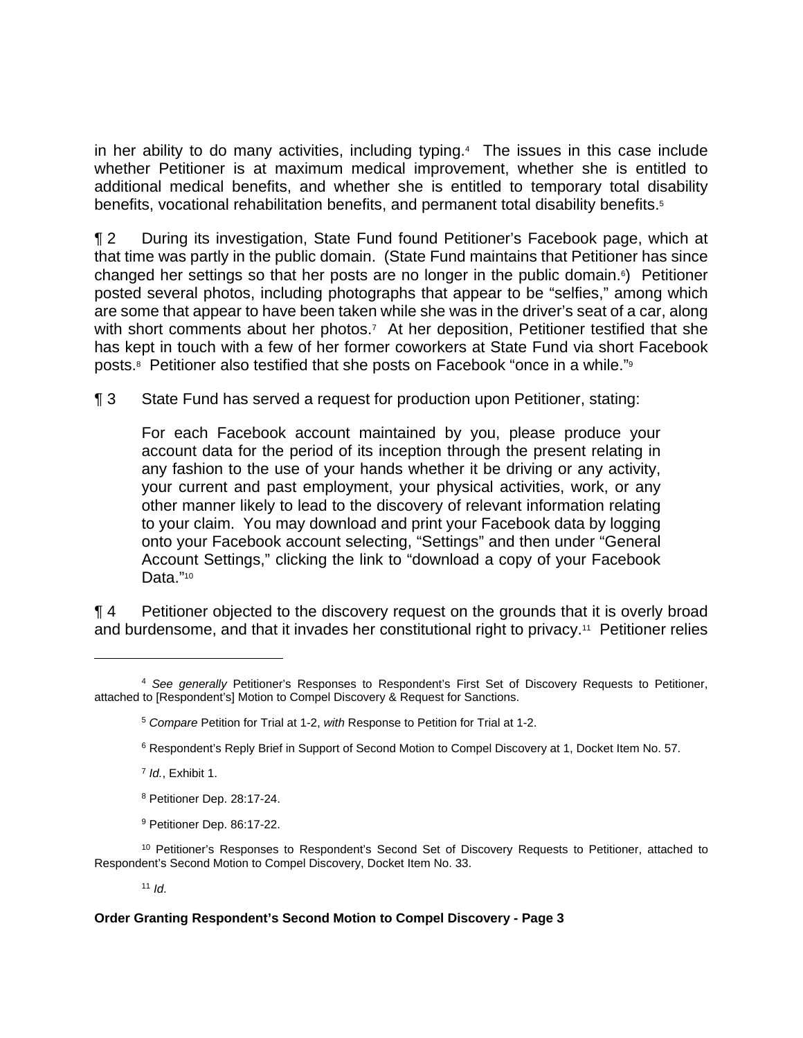in her ability to do many activities, including typing.[4] The issues in this case include whether Petitioner is at maximum medical improvement, whether she is entitled to additional medical benefits, and whether she is entitled to temporary total disability benefits, vocational rehabilitation benefits, and permanent total disability benefits.[5]

¶ 2 During its investigation, State Fund found Petitioner's Facebook page, which at that time was partly in the public domain. (State Fund maintains that Petitioner has since changed her settings so that her posts are no longer in the public domain.[6]) Petitioner posted several photos, including photographs that appear to be "selfies," among which are some that appear to have been taken while she was in the driver's seat of a car, along with short comments about her photos.[7] At her deposition, Petitioner testified that she has kept in touch with a few of her former coworkers at State Fund via short Facebook posts.[8] Petitioner also testified that she posts on Facebook "once in a while."[9]

¶ 3 State Fund has served a request for production upon Petitioner, stating:

> For each Facebook account maintained by you, please produce your account data for the period of its inception through the present relating in any fashion to the use of your hands whether it be driving or any activity, your current and past employment, your physical activities, work, or any other manner likely to lead to the discovery of relevant information relating to your claim. You may download and print your Facebook data by logging onto your Facebook account selecting, "Settings" and then under "General Account Settings," clicking the link to "download a copy of your Facebook Data."[10]

¶ 4 Petitioner objected to the discovery request on the grounds that it is overly broad and burdensome, and that it invades her constitutional right to privacy.[11] Petitioner relies

---

[4] *See generally* Petitioner's Responses to Respondent's First Set of Discovery Requests to Petitioner, attached to [Respondent's] Motion to Compel Discovery & Request for Sanctions.

[5] *Compare* Petition for Trial at 1-2, *with* Response to Petition for Trial at 1-2.

[6] Respondent's Reply Brief in Support of Second Motion to Compel Discovery at 1, Docket Item No. 57.

[7] *Id.*, Exhibit 1.

[8] Petitioner Dep. 28:17-24.

[9] Petitioner Dep. 86:17-22.

[10] Petitioner's Responses to Respondent's Second Set of Discovery Requests to Petitioner, attached to Respondent's Second Motion to Compel Discovery, Docket Item No. 33.

[11] *Id*.

**Order Granting Respondent's Second Motion to Compel Discovery - Page 3**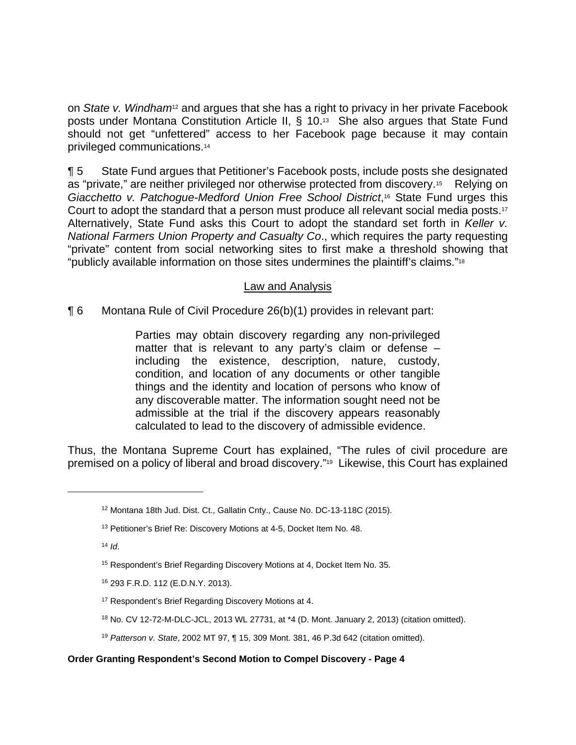on *State v. Windham*[12] and argues that she has a right to privacy in her private Facebook posts under Montana Constitution Article II, § 10.[13] She also argues that State Fund should not get "unfettered" access to her Facebook page because it may contain privileged communications.[14]

¶ 5 State Fund argues that Petitioner's Facebook posts, include posts she designated as "private," are neither privileged nor otherwise protected from discovery.[15] Relying on *Giacchetto v. Patchogue-Medford Union Free School District*,[16] State Fund urges this Court to adopt the standard that a person must produce all relevant social media posts.[17] Alternatively, State Fund asks this Court to adopt the standard set forth in *Keller v. National Farmers Union Property and Casualty Co*., which requires the party requesting "private" content from social networking sites to first make a threshold showing that "publicly available information on those sites undermines the plaintiff's claims."[18]

## Law and Analysis

¶ 6 Montana Rule of Civil Procedure 26(b)(1) provides in relevant part:

> Parties may obtain discovery regarding any non-privileged matter that is relevant to any party's claim or defense – including the existence, description, nature, custody, condition, and location of any documents or other tangible things and the identity and location of persons who know of any discoverable matter. The information sought need not be admissible at the trial if the discovery appears reasonably calculated to lead to the discovery of admissible evidence.

Thus, the Montana Supreme Court has explained, "The rules of civil procedure are premised on a policy of liberal and broad discovery."[19] Likewise, this Court has explained

---

[12] Montana 18th Jud. Dist. Ct., Gallatin Cnty., Cause No. DC-13-118C (2015).

[13] Petitioner's Brief Re: Discovery Motions at 4-5, Docket Item No. 48.

[14] *Id*.

[15] Respondent's Brief Regarding Discovery Motions at 4, Docket Item No. 35.

[16] 293 F.R.D. 112 (E.D.N.Y. 2013).

[17] Respondent's Brief Regarding Discovery Motions at 4.

[18] No. CV 12-72-M-DLC-JCL, 2013 WL 27731, at *4 (D. Mont. January 2, 2013) (citation omitted).

[19] *Patterson v. State*, 2002 MT 97, ¶ 15, 309 Mont. 381, 46 P.3d 642 (citation omitted).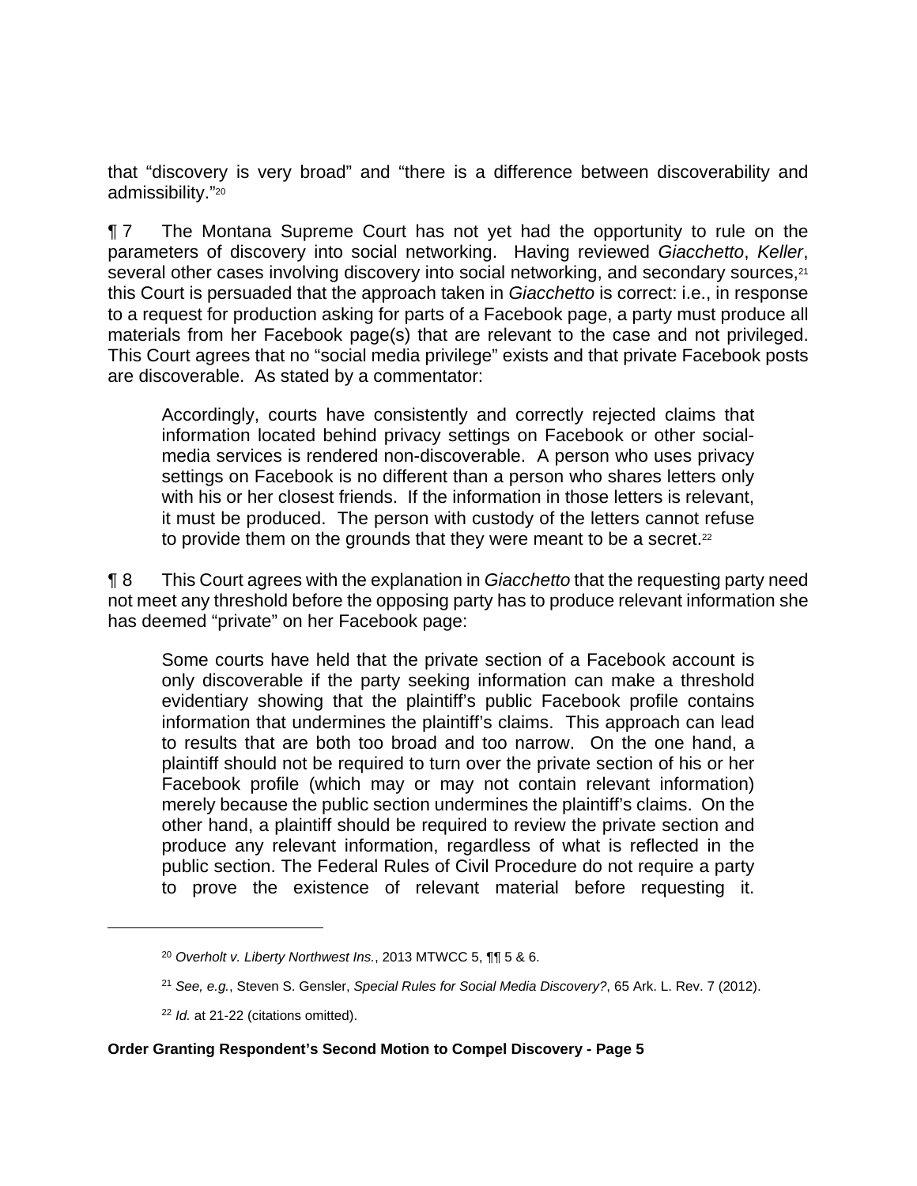that "discovery is very broad" and "there is a difference between discoverability and admissibility."[20]

¶ 7 The Montana Supreme Court has not yet had the opportunity to rule on the parameters of discovery into social networking. Having reviewed *Giacchetto*, *Keller*, several other cases involving discovery into social networking, and secondary sources,[21] this Court is persuaded that the approach taken in *Giacchetto* is correct: i.e., in response to a request for production asking for parts of a Facebook page, a party must produce all materials from her Facebook page(s) that are relevant to the case and not privileged. This Court agrees that no "social media privilege" exists and that private Facebook posts are discoverable. As stated by a commentator:

> Accordingly, courts have consistently and correctly rejected claims that information located behind privacy settings on Facebook or other social-media services is rendered non-discoverable. A person who uses privacy settings on Facebook is no different than a person who shares letters only with his or her closest friends. If the information in those letters is relevant, it must be produced. The person with custody of the letters cannot refuse to provide them on the grounds that they were meant to be a secret.[22]

¶ 8 This Court agrees with the explanation in *Giacchetto* that the requesting party need not meet any threshold before the opposing party has to produce relevant information she has deemed "private" on her Facebook page:

> Some courts have held that the private section of a Facebook account is only discoverable if the party seeking information can make a threshold evidentiary showing that the plaintiff's public Facebook profile contains information that undermines the plaintiff's claims. This approach can lead to results that are both too broad and too narrow. On the one hand, a plaintiff should not be required to turn over the private section of his or her Facebook profile (which may or may not contain relevant information) merely because the public section undermines the plaintiff's claims. On the other hand, a plaintiff should be required to review the private section and produce any relevant information, regardless of what is reflected in the public section. The Federal Rules of Civil Procedure do not require a party to prove the existence of relevant material before requesting it.

---

[20] *Overholt v. Liberty Northwest Ins.*, 2013 MTWCC 5, ¶¶ 5 & 6.

[21] *See, e.g.*, Steven S. Gensler, *Special Rules for Social Media Discovery?*, 65 Ark. L. Rev. 7 (2012).

[22] *Id.* at 21-22 (citations omitted).

**Order Granting Respondent's Second Motion to Compel Discovery - Page 5**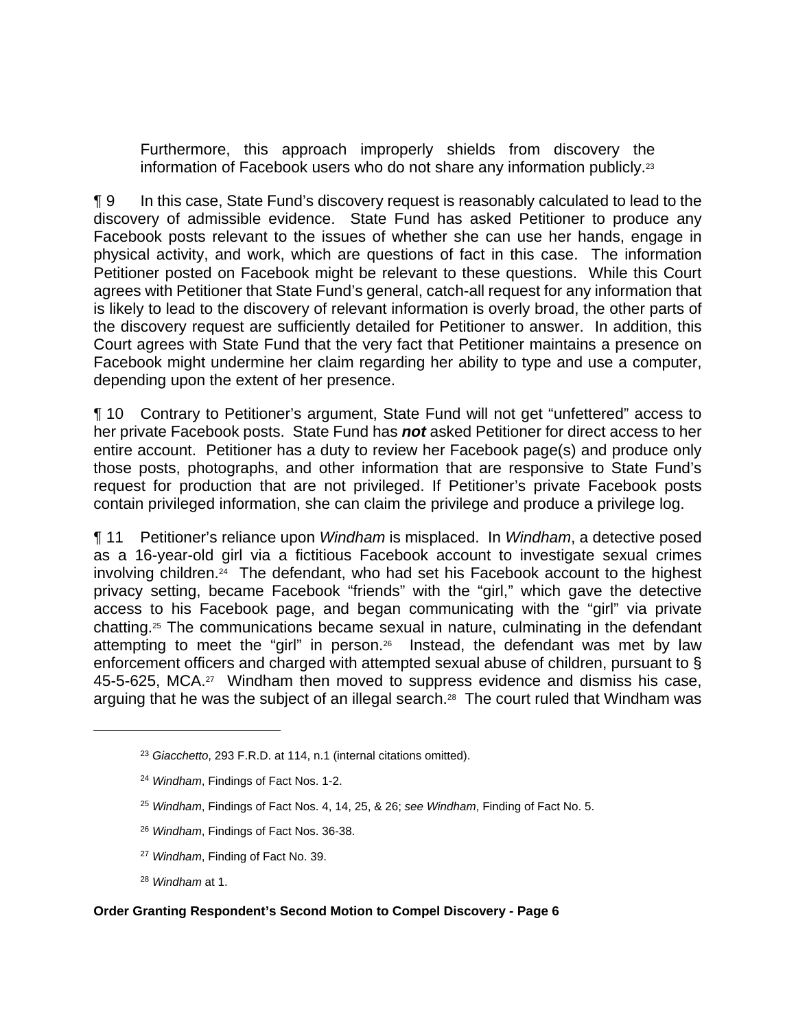> Furthermore, this approach improperly shields from discovery the information of Facebook users who do not share any information publicly.[23]

¶ 9 In this case, State Fund's discovery request is reasonably calculated to lead to the discovery of admissible evidence. State Fund has asked Petitioner to produce any Facebook posts relevant to the issues of whether she can use her hands, engage in physical activity, and work, which are questions of fact in this case. The information Petitioner posted on Facebook might be relevant to these questions. While this Court agrees with Petitioner that State Fund's general, catch-all request for any information that is likely to lead to the discovery of relevant information is overly broad, the other parts of the discovery request are sufficiently detailed for Petitioner to answer. In addition, this Court agrees with State Fund that the very fact that Petitioner maintains a presence on Facebook might undermine her claim regarding her ability to type and use a computer, depending upon the extent of her presence.

¶ 10 Contrary to Petitioner's argument, State Fund will not get "unfettered" access to her private Facebook posts. State Fund has ***not*** asked Petitioner for direct access to her entire account. Petitioner has a duty to review her Facebook page(s) and produce only those posts, photographs, and other information that are responsive to State Fund's request for production that are not privileged. If Petitioner's private Facebook posts contain privileged information, she can claim the privilege and produce a privilege log.

¶ 11 Petitioner's reliance upon *Windham* is misplaced. In *Windham*, a detective posed as a 16-year-old girl via a fictitious Facebook account to investigate sexual crimes involving children.[24] The defendant, who had set his Facebook account to the highest privacy setting, became Facebook "friends" with the "girl," which gave the detective access to his Facebook page, and began communicating with the "girl" via private chatting.[25] The communications became sexual in nature, culminating in the defendant attempting to meet the "girl" in person.[26] Instead, the defendant was met by law enforcement officers and charged with attempted sexual abuse of children, pursuant to § 45-5-625, MCA.[27] Windham then moved to suppress evidence and dismiss his case, arguing that he was the subject of an illegal search.[28] The court ruled that Windham was

---

[23] *Giacchetto*, 293 F.R.D. at 114, n.1 (internal citations omitted).

[24] *Windham*, Findings of Fact Nos. 1-2.

[25] *Windham*, Findings of Fact Nos. 4, 14, 25, & 26; *see Windham*, Finding of Fact No. 5.

[26] *Windham*, Findings of Fact Nos. 36-38.

[27] *Windham*, Finding of Fact No. 39.

[28] *Windham* at 1.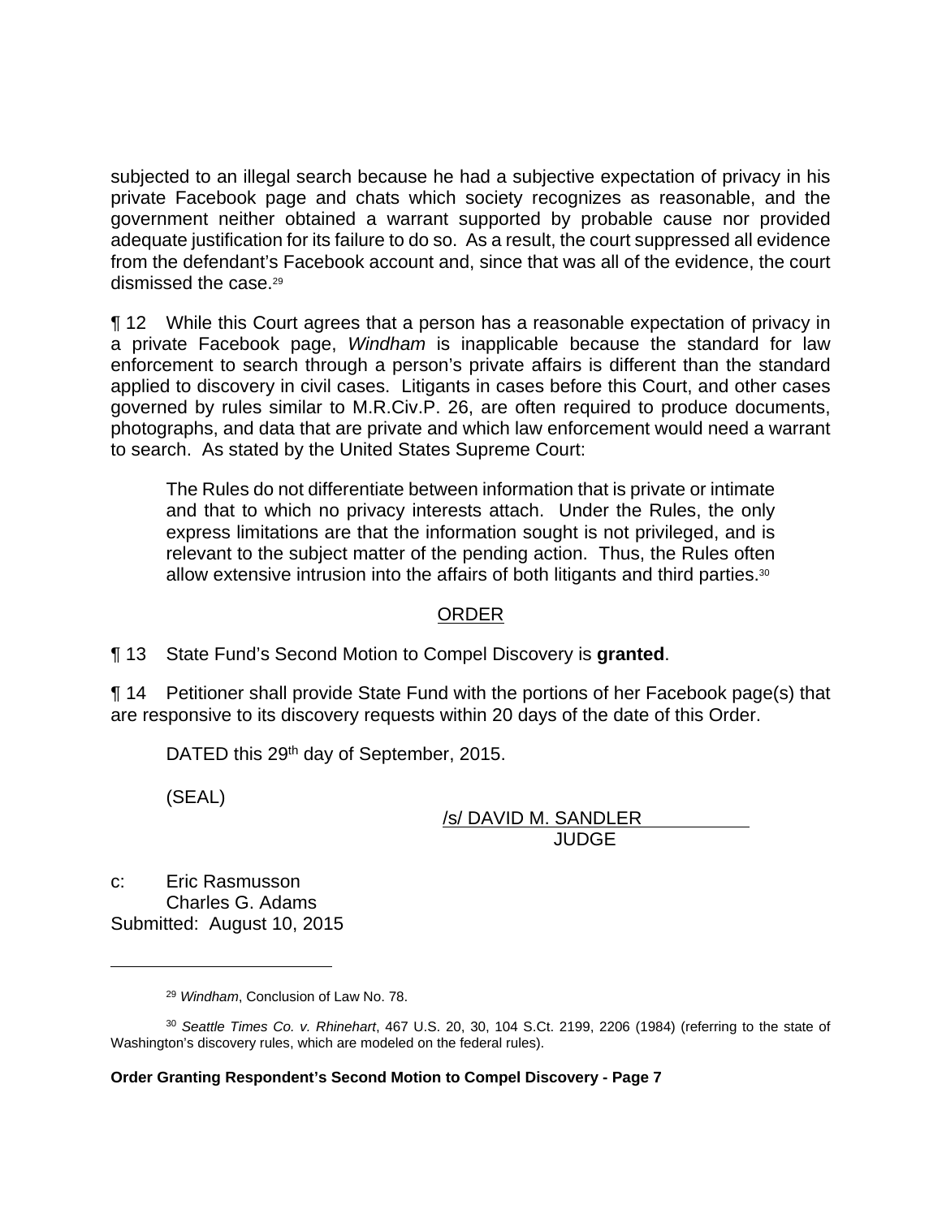subjected to an illegal search because he had a subjective expectation of privacy in his private Facebook page and chats which society recognizes as reasonable, and the government neither obtained a warrant supported by probable cause nor provided adequate justification for its failure to do so. As a result, the court suppressed all evidence from the defendant's Facebook account and, since that was all of the evidence, the court dismissed the case.[29]

¶ 12 While this Court agrees that a person has a reasonable expectation of privacy in a private Facebook page, *Windham* is inapplicable because the standard for law enforcement to search through a person's private affairs is different than the standard applied to discovery in civil cases. Litigants in cases before this Court, and other cases governed by rules similar to M.R.Civ.P. 26, are often required to produce documents, photographs, and data that are private and which law enforcement would need a warrant to search. As stated by the United States Supreme Court:

> The Rules do not differentiate between information that is private or intimate and that to which no privacy interests attach. Under the Rules, the only express limitations are that the information sought is not privileged, and is relevant to the subject matter of the pending action. Thus, the Rules often allow extensive intrusion into the affairs of both litigants and third parties.[30]

## ORDER

¶ 13 State Fund's Second Motion to Compel Discovery is **granted**.

¶ 14 Petitioner shall provide State Fund with the portions of her Facebook page(s) that are responsive to its discovery requests within 20 days of the date of this Order.

DATED this 29th day of September, 2015.

(SEAL)

/s/ DAVID M. SANDLER
JUDGE

c: Eric Rasmusson
Charles G. Adams
Submitted: August 10, 2015

---

[29] *Windham*, Conclusion of Law No. 78.

[30] *Seattle Times Co. v. Rhinehart*, 467 U.S. 20, 30, 104 S.Ct. 2199, 2206 (1984) (referring to the state of Washington's discovery rules, which are modeled on the federal rules).

**Order Granting Respondent's Second Motion to Compel Discovery - Page 7**